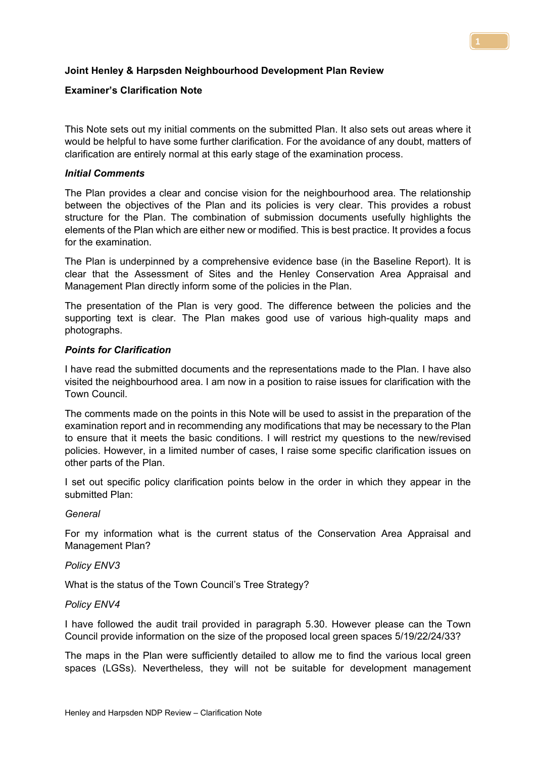**Joint Henley & Harpsden Neighbourhood Development Plan Review**

**Examiner's Clarification Note**

This Note sets out my initial comments on the submitted Plan. It also sets out areas where it would be helpful to have some further clarification. For the avoidance of any doubt, matters of clarification are entirely normal at this early stage of the examination process.

***Initial Comments***

The Plan provides a clear and concise vision for the neighbourhood area. The relationship between the objectives of the Plan and its policies is very clear. This provides a robust structure for the Plan. The combination of submission documents usefully highlights the elements of the Plan which are either new or modified. This is best practice. It provides a focus for the examination.

The Plan is underpinned by a comprehensive evidence base (in the Baseline Report). It is clear that the Assessment of Sites and the Henley Conservation Area Appraisal and Management Plan directly inform some of the policies in the Plan.

The presentation of the Plan is very good. The difference between the policies and the supporting text is clear. The Plan makes good use of various high-quality maps and photographs.

***Points for Clarification***

I have read the submitted documents and the representations made to the Plan. I have also visited the neighbourhood area. I am now in a position to raise issues for clarification with the Town Council.

The comments made on the points in this Note will be used to assist in the preparation of the examination report and in recommending any modifications that may be necessary to the Plan to ensure that it meets the basic conditions. I will restrict my questions to the new/revised policies. However, in a limited number of cases, I raise some specific clarification issues on other parts of the Plan.

I set out specific policy clarification points below in the order in which they appear in the submitted Plan:

*General*

For my information what is the current status of the Conservation Area Appraisal and Management Plan?

*Policy ENV3*

What is the status of the Town Council's Tree Strategy?

*Policy ENV4*

I have followed the audit trail provided in paragraph 5.30. However please can the Town Council provide information on the size of the proposed local green spaces 5/19/22/24/33?

The maps in the Plan were sufficiently detailed to allow me to find the various local green spaces (LGSs). Nevertheless, they will not be suitable for development management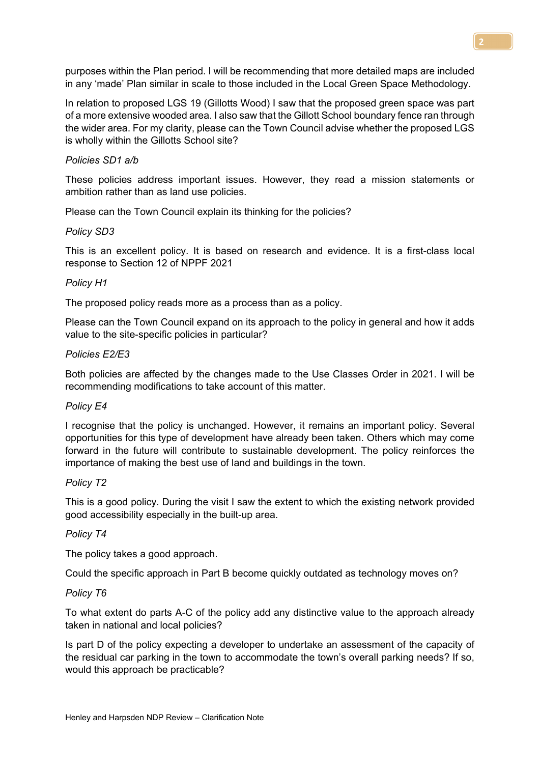purposes within the Plan period. I will be recommending that more detailed maps are included in any 'made' Plan similar in scale to those included in the Local Green Space Methodology.

In relation to proposed LGS 19 (Gillotts Wood) I saw that the proposed green space was part of a more extensive wooded area. I also saw that the Gillott School boundary fence ran through the wider area. For my clarity, please can the Town Council advise whether the proposed LGS is wholly within the Gillotts School site?

*Policies SD1 a/b*

These policies address important issues. However, they read a mission statements or ambition rather than as land use policies.

Please can the Town Council explain its thinking for the policies?

*Policy SD3*

This is an excellent policy. It is based on research and evidence. It is a first-class local response to Section 12 of NPPF 2021

*Policy H1*

The proposed policy reads more as a process than as a policy.

Please can the Town Council expand on its approach to the policy in general and how it adds value to the site-specific policies in particular?

*Policies E2/E3*

Both policies are affected by the changes made to the Use Classes Order in 2021. I will be recommending modifications to take account of this matter.

*Policy E4*

I recognise that the policy is unchanged. However, it remains an important policy. Several opportunities for this type of development have already been taken. Others which may come forward in the future will contribute to sustainable development. The policy reinforces the importance of making the best use of land and buildings in the town.

*Policy T2*

This is a good policy. During the visit I saw the extent to which the existing network provided good accessibility especially in the built-up area.

*Policy T4*

The policy takes a good approach.

Could the specific approach in Part B become quickly outdated as technology moves on?

*Policy T6*

To what extent do parts A-C of the policy add any distinctive value to the approach already taken in national and local policies?

Is part D of the policy expecting a developer to undertake an assessment of the capacity of the residual car parking in the town to accommodate the town's overall parking needs? If so, would this approach be practicable?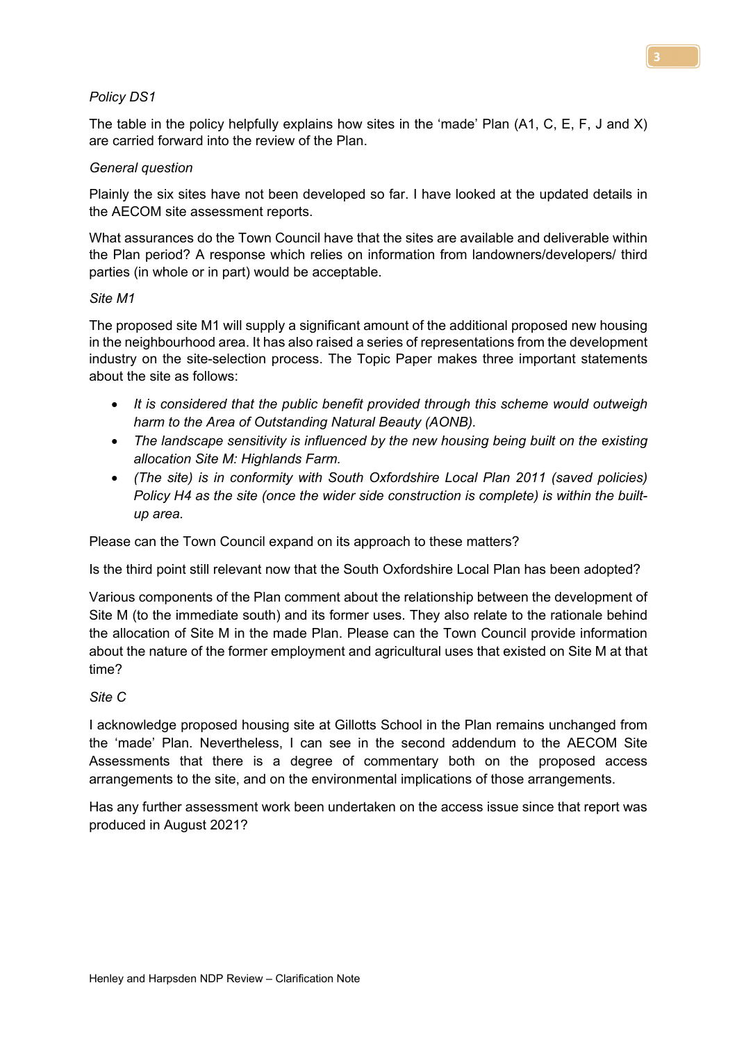*Policy DS1*

The table in the policy helpfully explains how sites in the 'made' Plan (A1, C, E, F, J and X) are carried forward into the review of the Plan.

*General question*

Plainly the six sites have not been developed so far. I have looked at the updated details in the AECOM site assessment reports.

What assurances do the Town Council have that the sites are available and deliverable within the Plan period? A response which relies on information from landowners/developers/ third parties (in whole or in part) would be acceptable.

*Site M1*

The proposed site M1 will supply a significant amount of the additional proposed new housing in the neighbourhood area. It has also raised a series of representations from the development industry on the site-selection process. The Topic Paper makes three important statements about the site as follows:

- *It is considered that the public benefit provided through this scheme would outweigh harm to the Area of Outstanding Natural Beauty (AONB).*
- *The landscape sensitivity is influenced by the new housing being built on the existing allocation Site M: Highlands Farm.*
- *(The site) is in conformity with South Oxfordshire Local Plan 2011 (saved policies) Policy H4 as the site (once the wider side construction is complete) is within the built-up area.*

Please can the Town Council expand on its approach to these matters?

Is the third point still relevant now that the South Oxfordshire Local Plan has been adopted?

Various components of the Plan comment about the relationship between the development of Site M (to the immediate south) and its former uses. They also relate to the rationale behind the allocation of Site M in the made Plan. Please can the Town Council provide information about the nature of the former employment and agricultural uses that existed on Site M at that time?

*Site C*

I acknowledge proposed housing site at Gillotts School in the Plan remains unchanged from the 'made' Plan. Nevertheless, I can see in the second addendum to the AECOM Site Assessments that there is a degree of commentary both on the proposed access arrangements to the site, and on the environmental implications of those arrangements.

Has any further assessment work been undertaken on the access issue since that report was produced in August 2021?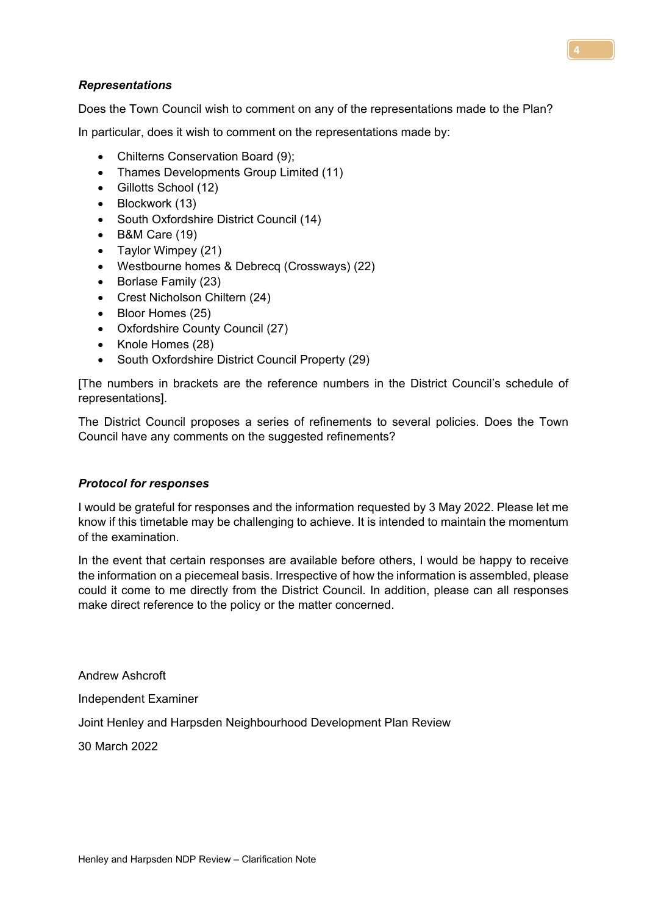### *Representations*

Does the Town Council wish to comment on any of the representations made to the Plan?

In particular, does it wish to comment on the representations made by:

- Chilterns Conservation Board (9);
- Thames Developments Group Limited (11)
- Gillotts School (12)
- Blockwork (13)
- South Oxfordshire District Council (14)
- B&M Care (19)
- Taylor Wimpey (21)
- Westbourne homes & Debrecq (Crossways) (22)
- Borlase Family (23)
- Crest Nicholson Chiltern (24)
- Bloor Homes (25)
- Oxfordshire County Council (27)
- Knole Homes (28)
- South Oxfordshire District Council Property (29)

[The numbers in brackets are the reference numbers in the District Council's schedule of representations].

The District Council proposes a series of refinements to several policies. Does the Town Council have any comments on the suggested refinements?

### *Protocol for responses*

I would be grateful for responses and the information requested by 3 May 2022. Please let me know if this timetable may be challenging to achieve. It is intended to maintain the momentum of the examination.

In the event that certain responses are available before others, I would be happy to receive the information on a piecemeal basis. Irrespective of how the information is assembled, please could it come to me directly from the District Council. In addition, please can all responses make direct reference to the policy or the matter concerned.

Andrew Ashcroft

Independent Examiner

Joint Henley and Harpsden Neighbourhood Development Plan Review

30 March 2022